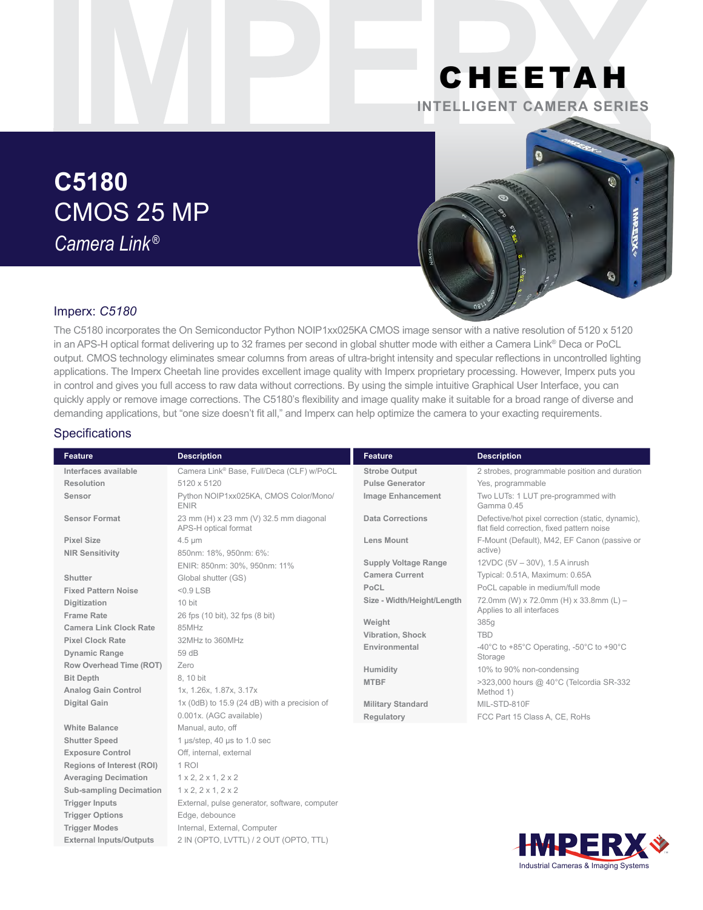# CHEETAH

INTELLIGENT CAMERA SERIES

# C5180

## CMOS 25 MP

*Camera Link®*

### Imperx: *C5180*

The C5180 incorporates the On Semiconductor Python NOIP1xx025KA CMOS image sensor with a native resolution of 5120 x 5120 in an APS-H optical format delivering up to 32 frames per second in global shutter mode with either a Camera Link® Deca or PoCL output. CMOS technology eliminates smear columns from areas of ultra-bright intensity and specular reflections in uncontrolled lighting applications. The Imperx Cheetah line provides excellent image quality with Imperx proprietary processing. However, Imperx puts you in control and gives you full access to raw data without corrections. By using the simple intuitive Graphical User Interface, you can quickly apply or remove image corrections. The C5180's flexibility and image quality make it suitable for a broad range of diverse and demanding applications, but "one size doesn't fit all," and Imperx can help optimize the camera to your exacting requirements.

### Specifications

| Feature | Description |
|---|---|
| Interfaces available | Camera Link® Base, Full/Deca (CLF) w/PoCL |
| Resolution | 5120 x 5120 |
| Sensor | Python NOIP1xx025KA, CMOS Color/Mono/ENIR |
| Sensor Format | 23 mm (H) x 23 mm (V) 32.5 mm diagonal APS-H optical format |
| Pixel Size | 4.5 µm |
| NIR Sensitivity | 850nm: 18%, 950nm: 6%: ENIR: 850nm: 30%, 950nm: 11% |
| Shutter | Global shutter (GS) |
| Fixed Pattern Noise | <0.9 LSB |
| Digitization | 10 bit |
| Frame Rate | 26 fps (10 bit), 32 fps (8 bit) |
| Camera Link Clock Rate | 85MHz |
| Pixel Clock Rate | 32MHz to 360MHz |
| Dynamic Range | 59 dB |
| Row Overhead Time (ROT) | Zero |
| Bit Depth | 8, 10 bit |
| Analog Gain Control | 1x, 1.26x, 1.87x, 3.17x |
| Digital Gain | 1x (0dB) to 15.9 (24 dB) with a precision of 0.001x. (AGC available) |
| White Balance | Manual, auto, off |
| Shutter Speed | 1 µs/step, 40 µs to 1.0 sec |
| Exposure Control | Off, internal, external |
| Regions of Interest (ROI) | 1 ROI |
| Averaging Decimation | 1 x 2, 2 x 1, 2 x 2 |
| Sub-sampling Decimation | 1 x 2, 2 x 1, 2 x 2 |
| Trigger Inputs | External, pulse generator, software, computer |
| Trigger Options | Edge, debounce |
| Trigger Modes | Internal, External, Computer |
| External Inputs/Outputs | 2 IN (OPTO, LVTTL) / 2 OUT (OPTO, TTL) |
| Strobe Output | 2 strobes, programmable position and duration |
| Pulse Generator | Yes, programmable |
| Image Enhancement | Two LUTs: 1 LUT pre-programmed with Gamma 0.45 |
| Data Corrections | Defective/hot pixel correction (static, dynamic), flat field correction, fixed pattern noise |
| Lens Mount | F-Mount (Default), M42, EF Canon (passive or active) |
| Supply Voltage Range | 12VDC (5V – 30V), 1.5 A inrush |
| Camera Current | Typical: 0.51A, Maximum: 0.65A |
| PoCL | PoCL capable in medium/full mode |
| Size - Width/Height/Length | 72.0mm (W) x 72.0mm (H) x 33.8mm (L) – Applies to all interfaces |
| Weight | 385g |
| Vibration, Shock | TBD |
| Environmental | -40°C to +85°C Operating, -50°C to +90°C Storage |
| Humidity | 10% to 90% non-condensing |
| MTBF | >323,000 hours @ 40°C (Telcordia SR-332 Method 1) |
| Military Standard | MIL-STD-810F |
| Regulatory | FCC Part 15 Class A, CE, RoHs |

IMPERX
Industrial Cameras & Imaging Systems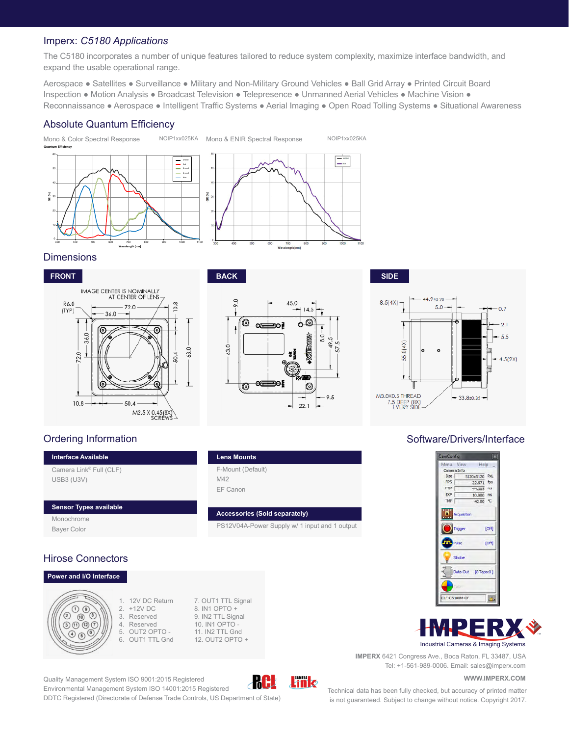## Imperx: *C5180 Applications*

The C5180 incorporates a number of unique features tailored to reduce system complexity, maximize interface bandwidth, and expand the usable operational range.

Aerospace ● Satellites ● Surveillance ● Military and Non-Military Ground Vehicles ● Ball Grid Array ● Printed Circuit Board Inspection ● Motion Analysis ● Broadcast Television ● Telepresence ● Unmanned Aerial Vehicles ● Machine Vision ● Reconnaissance ● Aerospace ● Intelligent Traffic Systems ● Aerial Imaging ● Open Road Tolling Systems ● Situational Awareness

## Absolute Quantum Efficiency

Mono & Color Spectral Response NOIP1xx025KA

Quantum Efficiency

QE [%]

Wavelength [nm]

Mono
Red
Green1
Green2
Blue

Mono & ENIR Spectral Response NOIP1xx025KA

QE [%]

Wavelength [nm]

Mono
NIR

## Dimensions

**FRONT**

IMAGE CENTER IS NOMINALLY AT CENTER OF LENS

R6.0 (TYP)

72.0
36.0
10.8
36.0
72.0
50.4
63.0
10.8
50.4

M2.5 X 0.45(8X) SCREWS

**BACK**

9.0
45.0
14.5
8.0
49.5
57.5
63.0
9.5
22.1

**SIDE**

8.5(4X)
44.9±0.20
5.0
0.7
2.1
5.5
4.5(2X)
55.0(4X)

M3.0X0.5 THREAD 7.5 DEEP (8X) EVERY SIDE

33.8±0.35

## Ordering Information

| Interface Available |
|---|
| Camera Link® Full (CLF) |
| USB3 (U3V) |

| Sensor Types available |
|---|
| Monochrome |
| Bayer Color |

| Lens Mounts |
|---|
| F-Mount (Default) |
| M42 |
| EF Canon |

| Accessories (Sold separately) |
|---|
| PS12V04A-Power Supply w/ 1 input and 1 output |

## Software/Drivers/Interface

## Hirose Connectors

**Power and I/O Interface**

1. 12V DC Return
2. +12V DC
3. Reserved
4. Reserved
5. OUT2 OPTO -
6. OUT1 TTL Gnd
7. OUT1 TTL Signal
8. IN1 OPTO +
9. IN2 TTL Signal
10. IN1 OPTO -
11. IN2 TTL Gnd
12. OUT2 OPTO +

**IMPERX** Industrial Cameras & Imaging Systems

**IMPERX** 6421 Congress Ave., Boca Raton, FL 33487, USA
Tel: +1-561-989-0006. Email: sales@imperx.com

**WWW.IMPERX.COM**

Quality Management System ISO 9001:2015 Registered
Environmental Management System ISO 14001:2015 Registered
DDTC Registered (Directorate of Defense Trade Controls, US Department of State)

Technical data has been fully checked, but accuracy of printed matter is not guaranteed. Subject to change without notice. Copyright 2017.